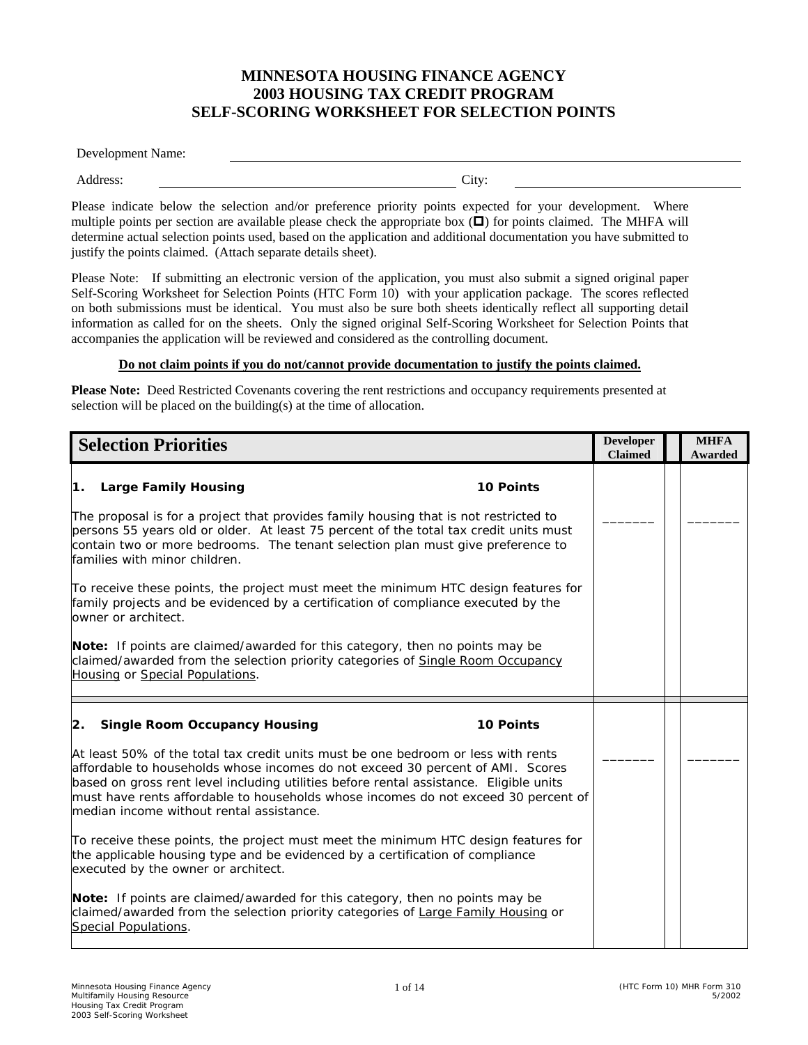# MINNESOTA HOUSING FINANCE AGENCY
# 2003 HOUSING TAX CREDIT PROGRAM
# SELF-SCORING WORKSHEET FOR SELECTION POINTS

Development Name: ______________________________________________

Address: ______________________________ City: ______________________

Please indicate below the selection and/or preference priority points expected for your development. Where multiple points per section are available please check the appropriate box (☐) for points claimed. The MHFA will determine actual selection points used, based on the application and additional documentation you have submitted to justify the points claimed. (Attach separate details sheet).

Please Note: If submitting an electronic version of the application, you must also submit a signed original paper Self-Scoring Worksheet for Selection Points (HTC Form 10) with your application package. The scores reflected on both submissions must be identical. You must also be sure both sheets identically reflect all supporting detail information as called for on the sheets. Only the signed original Self-Scoring Worksheet for Selection Points that accompanies the application will be reviewed and considered as the controlling document.

**Do not claim points if you do not/cannot provide documentation to justify the points claimed.**

**Please Note:** Deed Restricted Covenants covering the rent restrictions and occupancy requirements presented at selection will be placed on the building(s) at the time of allocation.

| Selection Priorities | Developer Claimed | MHFA Awarded |
|---|---|---|
| **1. Large Family Housing** **10 Points**<br><br>The proposal is for a project that provides family housing that is not restricted to persons 55 years old or older. At least 75 percent of the total tax credit units must contain two or more bedrooms. The tenant selection plan must give preference to families with minor children.<br><br>To receive these points, the project must meet the minimum HTC design features for family projects and be evidenced by a certification of compliance executed by the owner or architect.<br><br>**Note:** If points are claimed/awarded for this category, then no points may be claimed/awarded from the selection priority categories of Single Room Occupancy Housing or Special Populations. | _______ | _______ |
| **2. Single Room Occupancy Housing** **10 Points**<br><br>At least 50% of the total tax credit units must be one bedroom or less with rents affordable to households whose incomes do not exceed 30 percent of AMI. Scores based on gross rent level including utilities before rental assistance. Eligible units must have rents affordable to households whose incomes do not exceed 30 percent of median income without rental assistance.<br><br>To receive these points, the project must meet the minimum HTC design features for the applicable housing type and be evidenced by a certification of compliance executed by the owner or architect.<br><br>**Note:** If points are claimed/awarded for this category, then no points may be claimed/awarded from the selection priority categories of Large Family Housing or Special Populations. | _______ | _______ |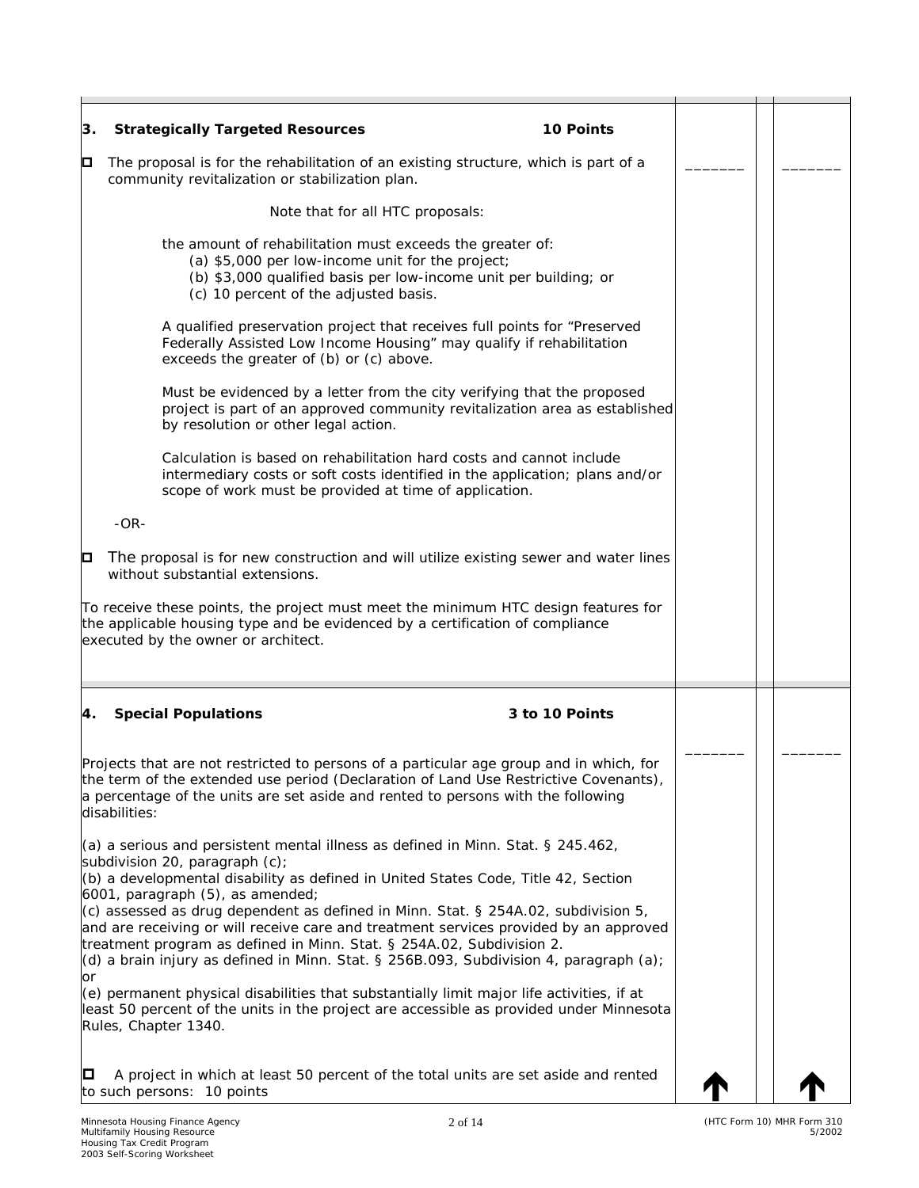### 3. Strategically Targeted Resources — 10 Points

☐ The proposal is for the rehabilitation of an existing structure, which is part of a community revitalization or stabilization plan. _______ _______

Note that for all HTC proposals:

the amount of rehabilitation must exceeds the greater of:
- (a) $5,000 per low-income unit for the project;
- (b) $3,000 qualified basis per low-income unit per building; or
- (c) 10 percent of the adjusted basis.

A qualified preservation project that receives full points for "Preserved Federally Assisted Low Income Housing" may qualify if rehabilitation exceeds the greater of (b) or (c) above.

Must be evidenced by a letter from the city verifying that the proposed project is part of an approved community revitalization area as established by resolution or other legal action.

Calculation is based on rehabilitation hard costs and cannot include intermediary costs or soft costs identified in the application; plans and/or scope of work must be provided at time of application.

-OR-

☐ The proposal is for new construction and will utilize existing sewer and water lines without substantial extensions.

To receive these points, the project must meet the minimum HTC design features for the applicable housing type and be evidenced by a certification of compliance executed by the owner or architect.

### 4. Special Populations — 3 to 10 Points

_______ _______

Projects that are not restricted to persons of a particular age group and in which, for the term of the extended use period (Declaration of Land Use Restrictive Covenants), a percentage of the units are set aside and rented to persons with the following disabilities:

(a) a serious and persistent mental illness as defined in Minn. Stat. § 245.462, subdivision 20, paragraph (c);
(b) a developmental disability as defined in United States Code, Title 42, Section 6001, paragraph (5), as amended;
(c) assessed as drug dependent as defined in Minn. Stat. § 254A.02, subdivision 5, and are receiving or will receive care and treatment services provided by an approved treatment program as defined in Minn. Stat. § 254A.02, Subdivision 2.
(d) a brain injury as defined in Minn. Stat. § 256B.093, Subdivision 4, paragraph (a); or
(e) permanent physical disabilities that substantially limit major life activities, if at least 50 percent of the units in the project are accessible as provided under Minnesota Rules, Chapter 1340.

☐ A project in which at least 50 percent of the total units are set aside and rented to such persons: 10 points ↑ ↑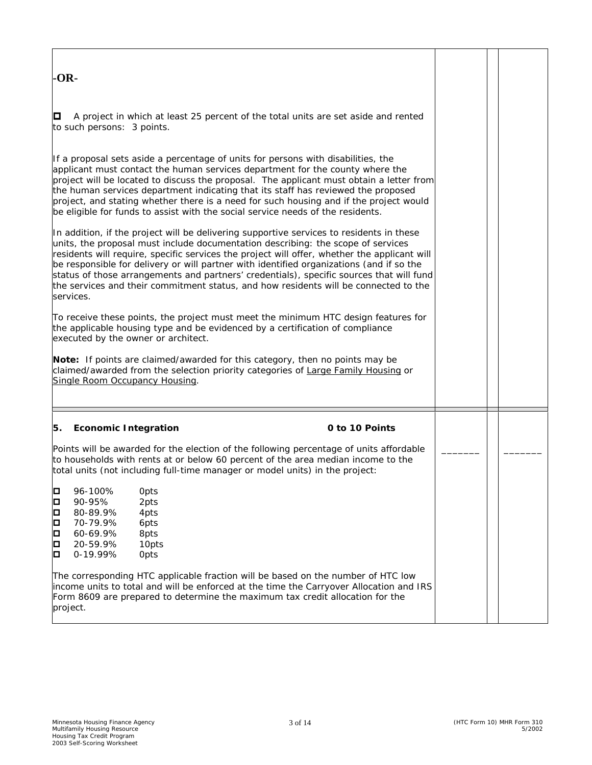**-OR-**

☐ A project in which at least 25 percent of the total units are set aside and rented to such persons: 3 points.

If a proposal sets aside a percentage of units for persons with disabilities, the applicant must contact the human services department for the county where the project will be located to discuss the proposal. The applicant must obtain a letter from the human services department indicating that its staff has reviewed the proposed project, and stating whether there is a need for such housing and if the project would be eligible for funds to assist with the social service needs of the residents.

In addition, if the project will be delivering supportive services to residents in these units, the proposal must include documentation describing: the scope of services residents will require, specific services the project will offer, whether the applicant will be responsible for delivery or will partner with identified organizations (and if so the status of those arrangements and partners' credentials), specific sources that will fund the services and their commitment status, and how residents will be connected to the services.

To receive these points, the project must meet the minimum HTC design features for the applicable housing type and be evidenced by a certification of compliance executed by the owner or architect.

**Note:** If points are claimed/awarded for this category, then no points may be claimed/awarded from the selection priority categories of Large Family Housing or Single Room Occupancy Housing.

---

**5. Economic Integration** **0 to 10 Points**

Points will be awarded for the election of the following percentage of units affordable to households with rents at or below 60 percent of the area median income to the total units (not including full-time manager or model units) in the project: _______ _______

- ☐ 96-100% 0pts
- ☐ 90-95% 2pts
- ☐ 80-89.9% 4pts
- ☐ 70-79.9% 6pts
- ☐ 60-69.9% 8pts
- ☐ 20-59.9% 10pts
- ☐ 0-19.99% 0pts

The corresponding HTC applicable fraction will be based on the number of HTC low income units to total and will be enforced at the time the Carryover Allocation and IRS Form 8609 are prepared to determine the maximum tax credit allocation for the project.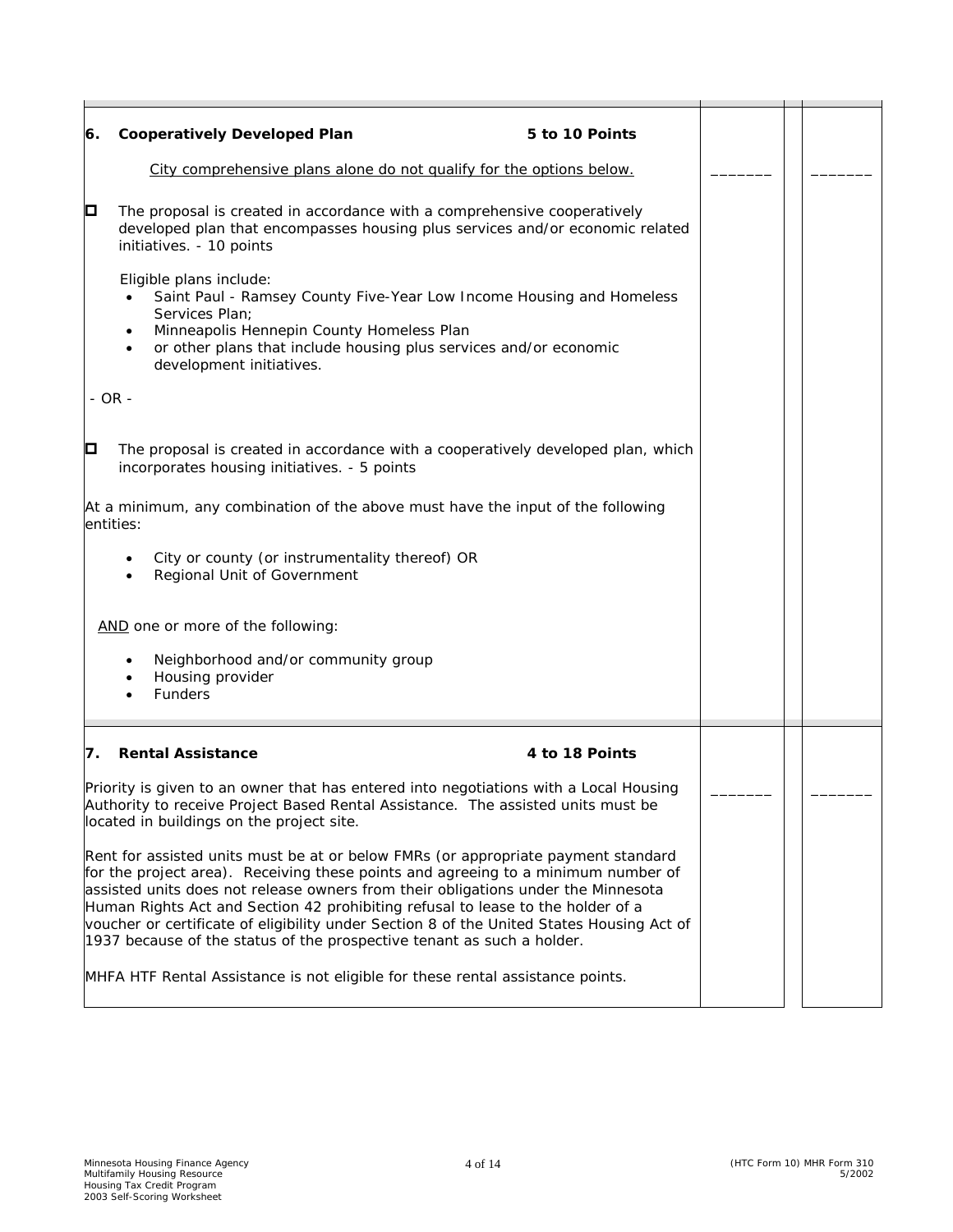**6. Cooperatively Developed Plan** **5 to 10 Points**

City comprehensive plans alone do not qualify for the options below. _______ _______

☐ The proposal is created in accordance with a comprehensive cooperatively developed plan that encompasses housing plus services and/or economic related initiatives. - 10 points

Eligible plans include:

- Saint Paul - Ramsey County Five-Year Low Income Housing and Homeless Services Plan;
- Minneapolis Hennepin County Homeless Plan
- or other plans that include housing plus services and/or economic development initiatives.

- OR -

☐ The proposal is created in accordance with a cooperatively developed plan, which incorporates housing initiatives. - 5 points

At a minimum, any combination of the above must have the input of the following entities:

- City or county (or instrumentality thereof) OR
- Regional Unit of Government

AND one or more of the following:

- Neighborhood and/or community group
- Housing provider
- Funders

**7. Rental Assistance** **4 to 18 Points**

Priority is given to an owner that has entered into negotiations with a Local Housing Authority to receive Project Based Rental Assistance. The assisted units must be located in buildings on the project site. _______ _______

Rent for assisted units must be at or below FMRs (or appropriate payment standard for the project area). Receiving these points and agreeing to a minimum number of assisted units does not release owners from their obligations under the Minnesota Human Rights Act and Section 42 prohibiting refusal to lease to the holder of a voucher or certificate of eligibility under Section 8 of the United States Housing Act of 1937 because of the status of the prospective tenant as such a holder.

MHFA HTF Rental Assistance is not eligible for these rental assistance points.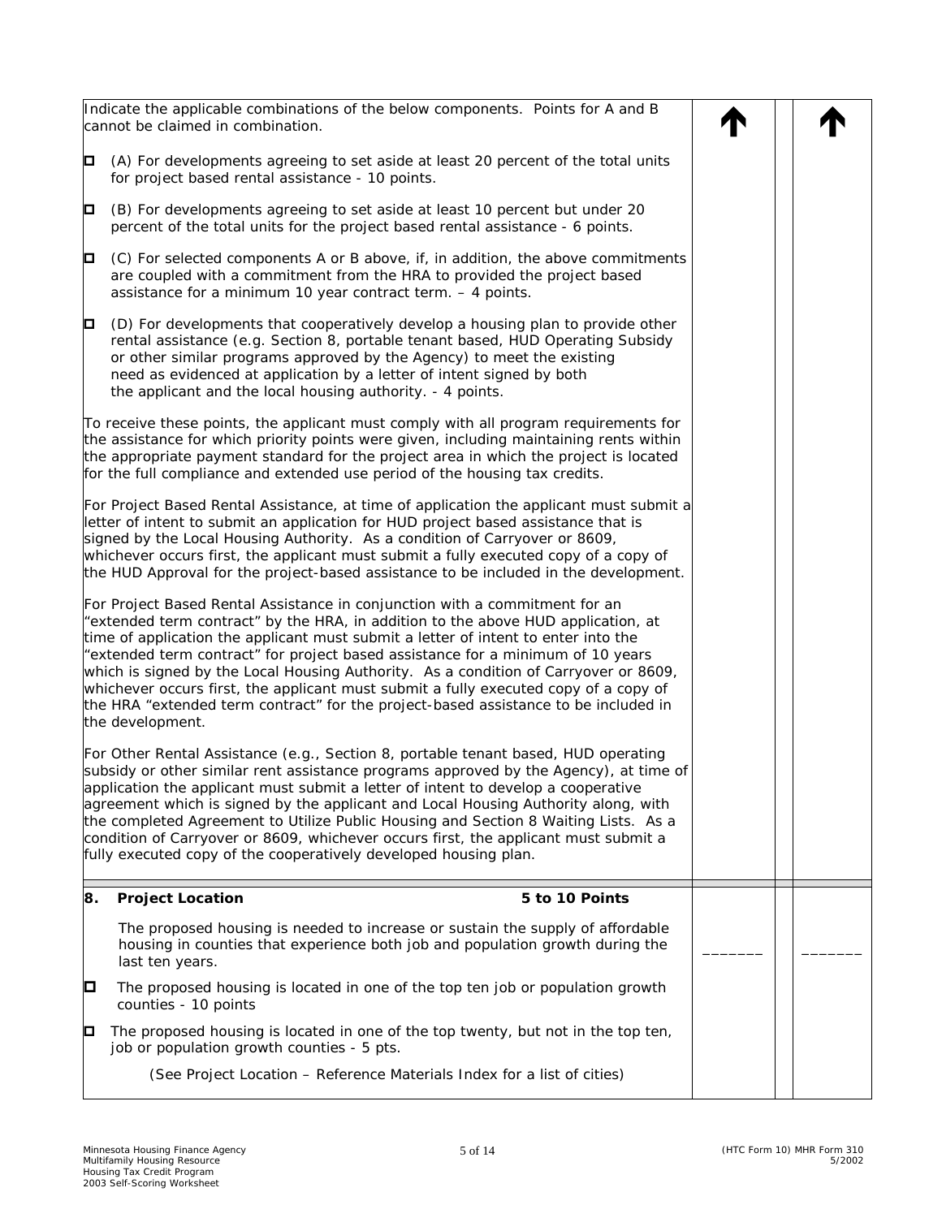Indicate the applicable combinations of the below components. Points for A and B cannot be claimed in combination.

↑ ↑

- ☐ (A) For developments agreeing to set aside at least 20 percent of the total units for project based rental assistance - 10 points.
- ☐ (B) For developments agreeing to set aside at least 10 percent but under 20 percent of the total units for the project based rental assistance - 6 points.
- ☐ (C) For selected components A or B above, if, in addition, the above commitments are coupled with a commitment from the HRA to provided the project based assistance for a minimum 10 year contract term. – 4 points.
- ☐ (D) For developments that cooperatively develop a housing plan to provide other rental assistance (e.g. Section 8, portable tenant based, HUD Operating Subsidy or other similar programs approved by the Agency) to meet the existing need as evidenced at application by a letter of intent signed by both the applicant and the local housing authority. - 4 points.

To receive these points, the applicant must comply with all program requirements for the assistance for which priority points were given, including maintaining rents within the appropriate payment standard for the project area in which the project is located for the full compliance and extended use period of the housing tax credits.

For Project Based Rental Assistance, at time of application the applicant must submit a letter of intent to submit an application for HUD project based assistance that is signed by the Local Housing Authority. As a condition of Carryover or 8609, whichever occurs first, the applicant must submit a fully executed copy of a copy of the HUD Approval for the project-based assistance to be included in the development.

For Project Based Rental Assistance in conjunction with a commitment for an "extended term contract" by the HRA, in addition to the above HUD application, at time of application the applicant must submit a letter of intent to enter into the "extended term contract" for project based assistance for a minimum of 10 years which is signed by the Local Housing Authority. As a condition of Carryover or 8609, whichever occurs first, the applicant must submit a fully executed copy of a copy of the HRA "extended term contract" for the project-based assistance to be included in the development.

For Other Rental Assistance (e.g., Section 8, portable tenant based, HUD operating subsidy or other similar rent assistance programs approved by the Agency), at time of application the applicant must submit a letter of intent to develop a cooperative agreement which is signed by the applicant and Local Housing Authority along, with the completed Agreement to Utilize Public Housing and Section 8 Waiting Lists. As a condition of Carryover or 8609, whichever occurs first, the applicant must submit a fully executed copy of the cooperatively developed housing plan.

---

**8. Project Location** **5 to 10 Points**

The proposed housing is needed to increase or sustain the supply of affordable housing in counties that experience both job and population growth during the last ten years. _______ _______

- ☐ The proposed housing is located in one of the top ten job or population growth counties - 10 points
- ☐ The proposed housing is located in one of the top twenty, but not in the top ten, job or population growth counties - 5 pts.

*(See Project Location – Reference Materials Index for a list of cities)*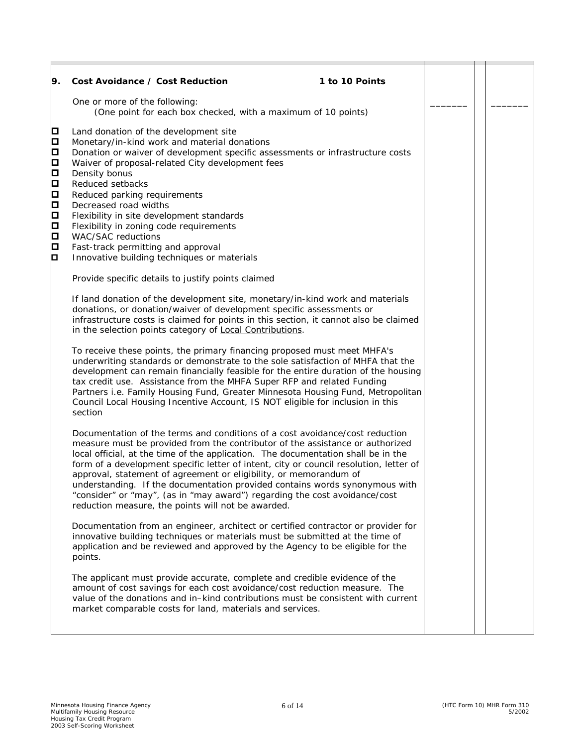**9. Cost Avoidance / Cost Reduction** **1 to 10 Points** _______ _______

One or more of the following:
(One point for each box checked, with a maximum of 10 points)

- ☐ Land donation of the development site
- ☐ Monetary/in-kind work and material donations
- ☐ Donation or waiver of development specific assessments or infrastructure costs
- ☐ Waiver of proposal-related City development fees
- ☐ Density bonus
- ☐ Reduced setbacks
- ☐ Reduced parking requirements
- ☐ Decreased road widths
- ☐ Flexibility in site development standards
- ☐ Flexibility in zoning code requirements
- ☐ WAC/SAC reductions
- ☐ Fast-track permitting and approval
- ☐ Innovative building techniques or materials

Provide specific details to justify points claimed

If land donation of the development site, monetary/in-kind work and materials donations, or donation/waiver of development specific assessments or infrastructure costs is claimed for points in this section, it cannot also be claimed in the selection points category of Local Contributions.

To receive these points, the primary financing proposed must meet MHFA's underwriting standards or demonstrate to the sole satisfaction of MHFA that the development can remain financially feasible for the entire duration of the housing tax credit use. Assistance from the MHFA Super RFP and related Funding Partners i.e. Family Housing Fund, Greater Minnesota Housing Fund, Metropolitan Council Local Housing Incentive Account, IS NOT eligible for inclusion in this section

Documentation of the terms and conditions of a cost avoidance/cost reduction measure must be provided from the contributor of the assistance or authorized local official, at the time of the application. The documentation shall be in the form of a development specific letter of intent, city or council resolution, letter of approval, statement of agreement or eligibility, or memorandum of understanding. If the documentation provided contains words synonymous with "consider" or "may", (as in "may award") regarding the cost avoidance/cost reduction measure, the points will not be awarded.

Documentation from an engineer, architect or certified contractor or provider for innovative building techniques or materials must be submitted at the time of application and be reviewed and approved by the Agency to be eligible for the points.

The applicant must provide accurate, complete and credible evidence of the amount of cost savings for each cost avoidance/cost reduction measure. The value of the donations and in–kind contributions must be consistent with current market comparable costs for land, materials and services.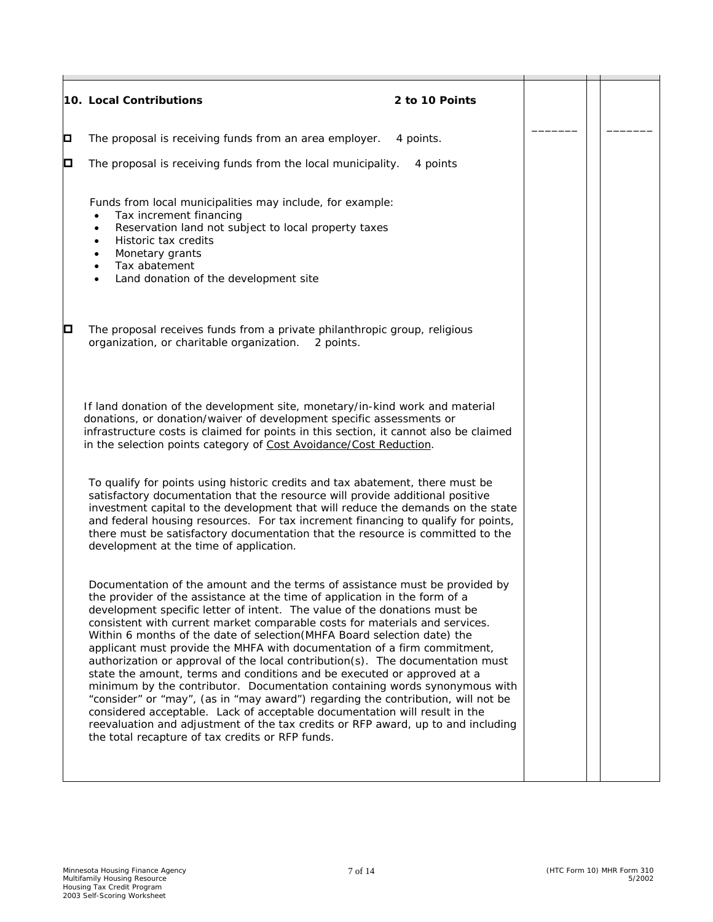**10. Local Contributions** **2 to 10 Points**

_______ _______

- ☐ The proposal is receiving funds from an area employer. 4 points.
- ☐ The proposal is receiving funds from the local municipality. 4 points

Funds from local municipalities may include, for example:

- Tax increment financing
- Reservation land not subject to local property taxes
- Historic tax credits
- Monetary grants
- Tax abatement
- Land donation of the development site

- ☐ The proposal receives funds from a private philanthropic group, religious organization, or charitable organization. 2 points.

*If land donation of the development site, monetary/in-kind work and material donations, or donation/waiver of development specific assessments or infrastructure costs is claimed for points in this section, it cannot also be claimed in the selection points category of Cost Avoidance/Cost Reduction.*

To qualify for points using historic credits and tax abatement, there must be satisfactory documentation that the resource will provide additional positive investment capital to the development that will reduce the demands on the state and federal housing resources. For tax increment financing to qualify for points, there must be satisfactory documentation that the resource is committed to the development at the time of application.

Documentation of the amount and the terms of assistance must be provided by the provider of the assistance at the time of application in the form of a development specific letter of intent. The value of the donations must be consistent with current market comparable costs for materials and services. Within 6 months of the date of selection(MHFA Board selection date) the applicant must provide the MHFA with documentation of a firm commitment, authorization or approval of the local contribution(s). The documentation must state the amount, terms and conditions and be executed or approved at a minimum by the contributor. Documentation containing words synonymous with "consider" or "may", (as in "may award") regarding the contribution, will not be considered acceptable. Lack of acceptable documentation will result in the reevaluation and adjustment of the tax credits or RFP award, up to and including the total recapture of tax credits or RFP funds.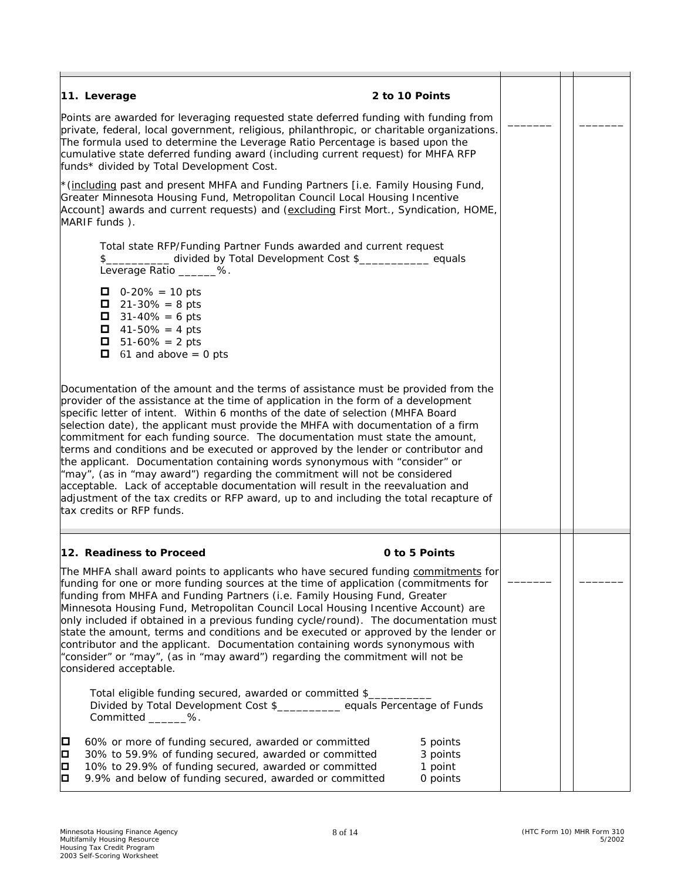### 11. Leverage — 2 to 10 Points

_______ _______

Points are awarded for leveraging requested state deferred funding with funding from private, federal, local government, religious, philanthropic, or charitable organizations. The formula used to determine the Leverage Ratio Percentage is based upon the cumulative state deferred funding award (including current request) for MHFA RFP funds* divided by Total Development Cost.

*(including past and present MHFA and Funding Partners [i.e. Family Housing Fund, Greater Minnesota Housing Fund, Metropolitan Council Local Housing Incentive Account] awards and current requests) and (excluding First Mort., Syndication, HOME, MARIF funds ).

Total state RFP/Funding Partner Funds awarded and current request $__________ divided by Total Development Cost $___________ equals Leverage Ratio ______%.

- ☐ 0-20% = 10 pts
- ☐ 21-30% = 8 pts
- ☐ 31-40% = 6 pts
- ☐ 41-50% = 4 pts
- ☐ 51-60% = 2 pts
- ☐ 61 and above = 0 pts

Documentation of the amount and the terms of assistance must be provided from the provider of the assistance at the time of application in the form of a development specific letter of intent. Within 6 months of the date of selection (MHFA Board selection date), the applicant must provide the MHFA with documentation of a firm commitment for each funding source. The documentation must state the amount, terms and conditions and be executed or approved by the lender or contributor and the applicant. Documentation containing words synonymous with "consider" or "may", (as in "may award") regarding the commitment will not be considered acceptable. Lack of acceptable documentation will result in the reevaluation and adjustment of the tax credits or RFP award, up to and including the total recapture of tax credits or RFP funds.

### 12. Readiness to Proceed — 0 to 5 Points

_______ _______

The MHFA shall award points to applicants who have secured funding commitments for funding for one or more funding sources at the time of application (commitments for funding from MHFA and Funding Partners (i.e. Family Housing Fund, Greater Minnesota Housing Fund, Metropolitan Council Local Housing Incentive Account) are only included if obtained in a previous funding cycle/round). The documentation must state the amount, terms and conditions and be executed or approved by the lender or contributor and the applicant. Documentation containing words synonymous with "consider" or "may", (as in "may award") regarding the commitment will not be considered acceptable.

Total eligible funding secured, awarded or committed $__________ Divided by Total Development Cost $__________ equals Percentage of Funds Committed ______%.

- ☐ 60% or more of funding secured, awarded or committed — 5 points
- ☐ 30% to 59.9% of funding secured, awarded or committed — 3 points
- ☐ 10% to 29.9% of funding secured, awarded or committed — 1 point
- ☐ 9.9% and below of funding secured, awarded or committed — 0 points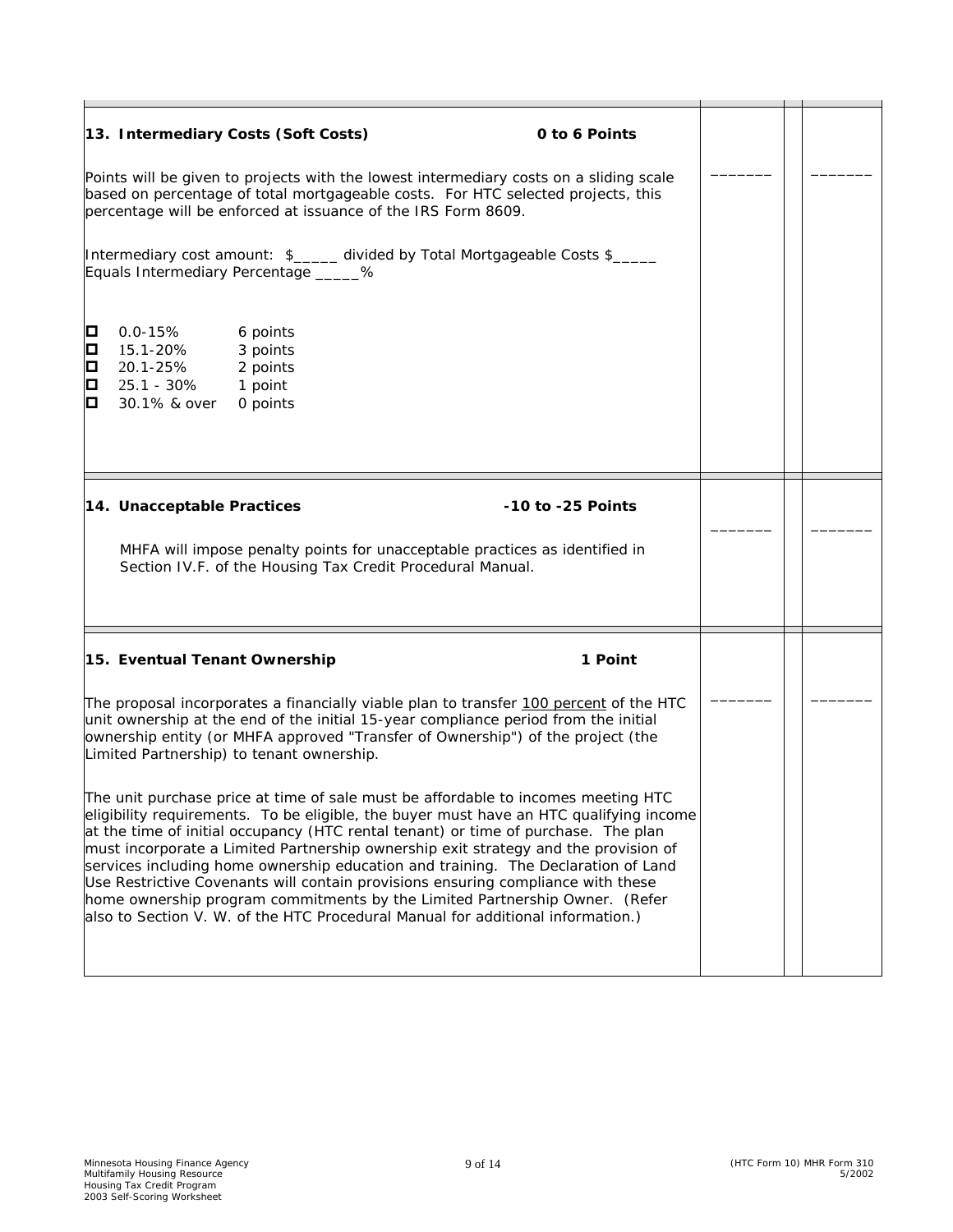### 13. Intermediary Costs (Soft Costs) — 0 to 6 Points

_______ _______

Points will be given to projects with the lowest intermediary costs on a sliding scale based on percentage of total mortgageable costs. For HTC selected projects, this percentage will be enforced at issuance of the IRS Form 8609.

Intermediary cost amount: $_____ divided by Total Mortgageable Costs $_____
Equals Intermediary Percentage _____%

- ☐ 0.0-15% — 6 points
- ☐ 15.1-20% — 3 points
- ☐ 20.1-25% — 2 points
- ☐ 25.1 - 30% — 1 point
- ☐ 30.1% & over — 0 points

### 14. Unacceptable Practices — -10 to -25 Points

_______ _______

MHFA will impose penalty points for unacceptable practices as identified in Section IV.F. of the Housing Tax Credit Procedural Manual.

### 15. Eventual Tenant Ownership — 1 Point

_______ _______

The proposal incorporates a financially viable plan to transfer 100 percent of the HTC unit ownership at the end of the initial 15-year compliance period from the initial ownership entity (or MHFA approved "Transfer of Ownership") of the project (the Limited Partnership) to tenant ownership.

The unit purchase price at time of sale must be affordable to incomes meeting HTC eligibility requirements. To be eligible, the buyer must have an HTC qualifying income at the time of initial occupancy (HTC rental tenant) or time of purchase. The plan must incorporate a Limited Partnership ownership exit strategy and the provision of services including home ownership education and training. The Declaration of Land Use Restrictive Covenants will contain provisions ensuring compliance with these home ownership program commitments by the Limited Partnership Owner. (Refer also to Section V. W. of the HTC Procedural Manual for additional information.)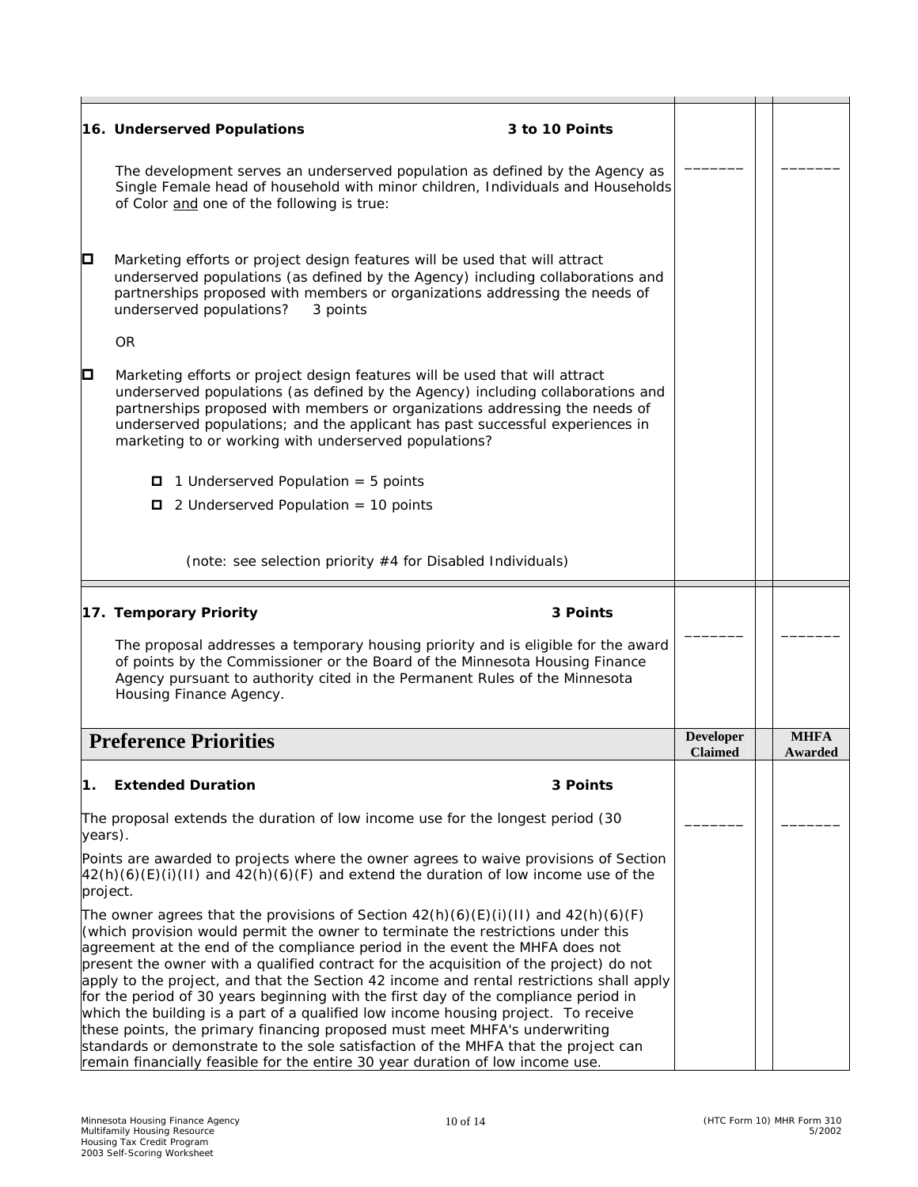**16. Underserved Populations** **3 to 10 Points**

The development serves an underserved population as defined by the Agency as Single Female head of household with minor children, Individuals and Households of Color and one of the following is true:

Developer Claimed: _______ MHFA Awarded: _______

- ☐ Marketing efforts or project design features will be used that will attract underserved populations (as defined by the Agency) including collaborations and partnerships proposed with members or organizations addressing the needs of underserved populations? 3 points

OR

- ☐ Marketing efforts or project design features will be used that will attract underserved populations (as defined by the Agency) including collaborations and partnerships proposed with members or organizations addressing the needs of underserved populations; and the applicant has past successful experiences in marketing to or working with underserved populations?
  - ☐ 1 Underserved Population = 5 points
  - ☐ 2 Underserved Population = 10 points

(note: see selection priority #4 for Disabled Individuals)

**17. Temporary Priority** **3 Points**

The proposal addresses a temporary housing priority and is eligible for the award of points by the Commissioner or the Board of the Minnesota Housing Finance Agency pursuant to authority cited in the Permanent Rules of the Minnesota Housing Finance Agency.

Developer Claimed: _______ MHFA Awarded: _______

## Preference Priorities

| | Developer Claimed | MHFA Awarded |
|---|---|---|

**1. Extended Duration** **3 Points**

The proposal extends the duration of low income use for the longest period (30 years).

Developer Claimed: _______ MHFA Awarded: _______

Points are awarded to projects where the owner agrees to waive provisions of Section 42(h)(6)(E)(i)(II) and 42(h)(6)(F) and extend the duration of low income use of the project.

The owner agrees that the provisions of Section 42(h)(6)(E)(i)(II) and 42(h)(6)(F) (which provision would permit the owner to terminate the restrictions under this agreement at the end of the compliance period in the event the MHFA does not present the owner with a qualified contract for the acquisition of the project) do not apply to the project, and that the Section 42 income and rental restrictions shall apply for the period of 30 years beginning with the first day of the compliance period in which the building is a part of a qualified low income housing project. To receive these points, the primary financing proposed must meet MHFA's underwriting standards or demonstrate to the sole satisfaction of the MHFA that the project can remain financially feasible for the entire 30 year duration of low income use.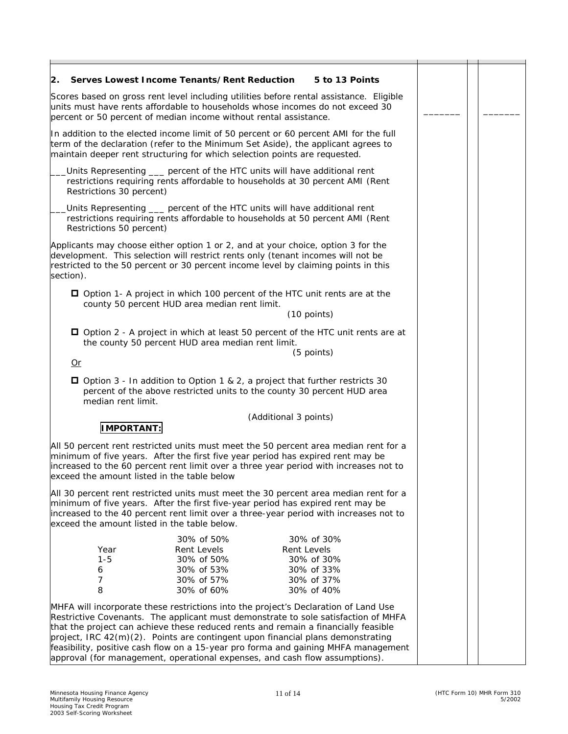## 2. Serves Lowest Income Tenants/Rent Reduction 5 to 13 Points

Scores based on gross rent level including utilities before rental assistance. Eligible units must have rents affordable to households whose incomes do not exceed 30 percent or 50 percent of median income without rental assistance.

_______ _______

In addition to the elected income limit of 50 percent or 60 percent AMI for the full term of the declaration (refer to the Minimum Set Aside), the applicant agrees to maintain deeper rent structuring for which selection points are requested.

___Units Representing ___ percent of the HTC units will have additional rent restrictions requiring rents affordable to households at 30 percent AMI (Rent Restrictions 30 percent)

___Units Representing ___ percent of the HTC units will have additional rent restrictions requiring rents affordable to households at 50 percent AMI (Rent Restrictions 50 percent)

Applicants may choose either option 1 or 2, and at your choice, option 3 for the development. This selection will restrict rents only (tenant incomes will not be restricted to the 50 percent or 30 percent income level by claiming points in this section).

- ☐ Option 1- A project in which 100 percent of the HTC unit rents are at the county 50 percent HUD area median rent limit. (10 points)
- ☐ Option 2 - A project in which at least 50 percent of the HTC unit rents are at the county 50 percent HUD area median rent limit. (5 points)

Or

- ☐ Option 3 - In addition to Option 1 & 2, a project that further restricts 30 percent of the above restricted units to the county 30 percent HUD area median rent limit. (Additional 3 points)

**IMPORTANT:**

All 50 percent rent restricted units must meet the 50 percent area median rent for a minimum of five years. After the first five year period has expired rent may be increased to the 60 percent rent limit over a three year period with increases not to exceed the amount listed in the table below

All 30 percent rent restricted units must meet the 30 percent area median rent for a minimum of five years. After the first five-year period has expired rent may be increased to the 40 percent rent limit over a three-year period with increases not to exceed the amount listed in the table below.

| Year | 30% of 50% Rent Levels | 30% of 30% Rent Levels |
|---|---|---|
| 1-5 | 30% of 50% | 30% of 30% |
| 6 | 30% of 53% | 30% of 33% |
| 7 | 30% of 57% | 30% of 37% |
| 8 | 30% of 60% | 30% of 40% |

MHFA will incorporate these restrictions into the project's Declaration of Land Use Restrictive Covenants. The applicant must demonstrate to sole satisfaction of MHFA that the project can achieve these reduced rents and remain a financially feasible project, IRC 42(m)(2). Points are contingent upon financial plans demonstrating feasibility, positive cash flow on a 15-year pro forma and gaining MHFA management approval (for management, operational expenses, and cash flow assumptions).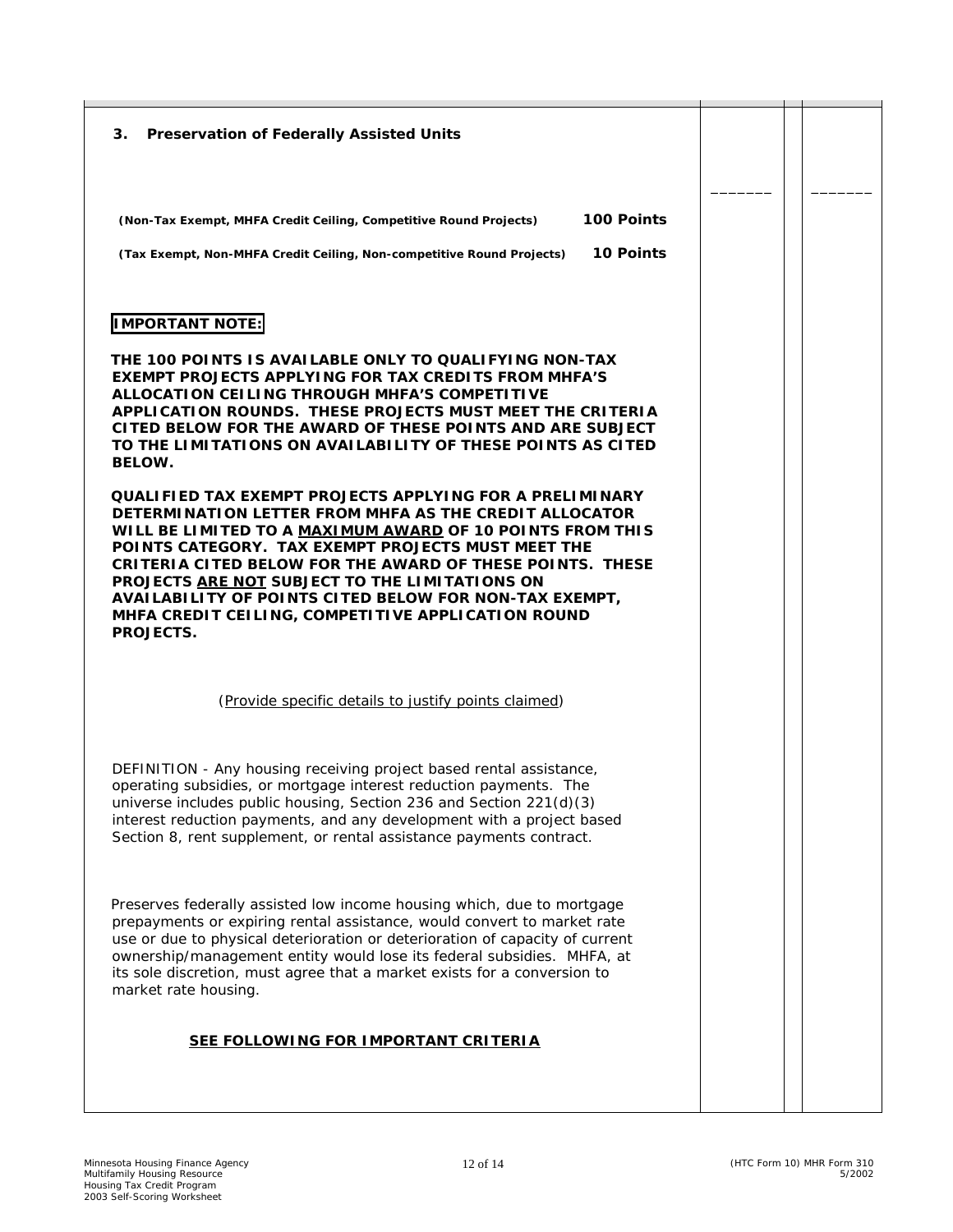### 3. Preservation of Federally Assisted Units

| | | | |
|---|---|---|---|
| **(Non-Tax Exempt, MHFA Credit Ceiling, Competitive Round Projects)** **100 Points**<br><br>**(Tax Exempt, Non-MHFA Credit Ceiling, Non-competitive Round Projects)** **10 Points** | _______ | | _______ |

**IMPORTANT NOTE:**

**THE 100 POINTS IS AVAILABLE ONLY TO QUALIFYING NON-TAX EXEMPT PROJECTS APPLYING FOR TAX CREDITS FROM MHFA'S ALLOCATION CEILING THROUGH MHFA'S COMPETITIVE APPLICATION ROUNDS. THESE PROJECTS MUST MEET THE CRITERIA CITED BELOW FOR THE AWARD OF THESE POINTS AND ARE SUBJECT TO THE LIMITATIONS ON AVAILABILITY OF THESE POINTS AS CITED BELOW.**

**QUALIFIED TAX EXEMPT PROJECTS APPLYING FOR A PRELIMINARY DETERMINATION LETTER FROM MHFA AS THE CREDIT ALLOCATOR WILL BE LIMITED TO A <u>MAXIMUM AWARD</u> OF 10 POINTS FROM THIS POINTS CATEGORY. TAX EXEMPT PROJECTS MUST MEET THE CRITERIA CITED BELOW FOR THE AWARD OF THESE POINTS. THESE PROJECTS <u>ARE NOT</u> SUBJECT TO THE LIMITATIONS ON AVAILABILITY OF POINTS CITED BELOW FOR NON-TAX EXEMPT, MHFA CREDIT CEILING, COMPETITIVE APPLICATION ROUND PROJECTS.**

(<u>Provide specific details to justify points claimed</u>)

DEFINITION - Any housing receiving project based rental assistance, operating subsidies, or mortgage interest reduction payments. The universe includes public housing, Section 236 and Section 221(d)(3) interest reduction payments, and any development with a project based Section 8, rent supplement, or rental assistance payments contract.

Preserves federally assisted low income housing which, due to mortgage prepayments or expiring rental assistance, would convert to market rate use or due to physical deterioration or deterioration of capacity of current ownership/management entity would lose its federal subsidies. MHFA, at its sole discretion, must agree that a market exists for a conversion to market rate housing.

**<u>SEE FOLLOWING FOR IMPORTANT CRITERIA</u>**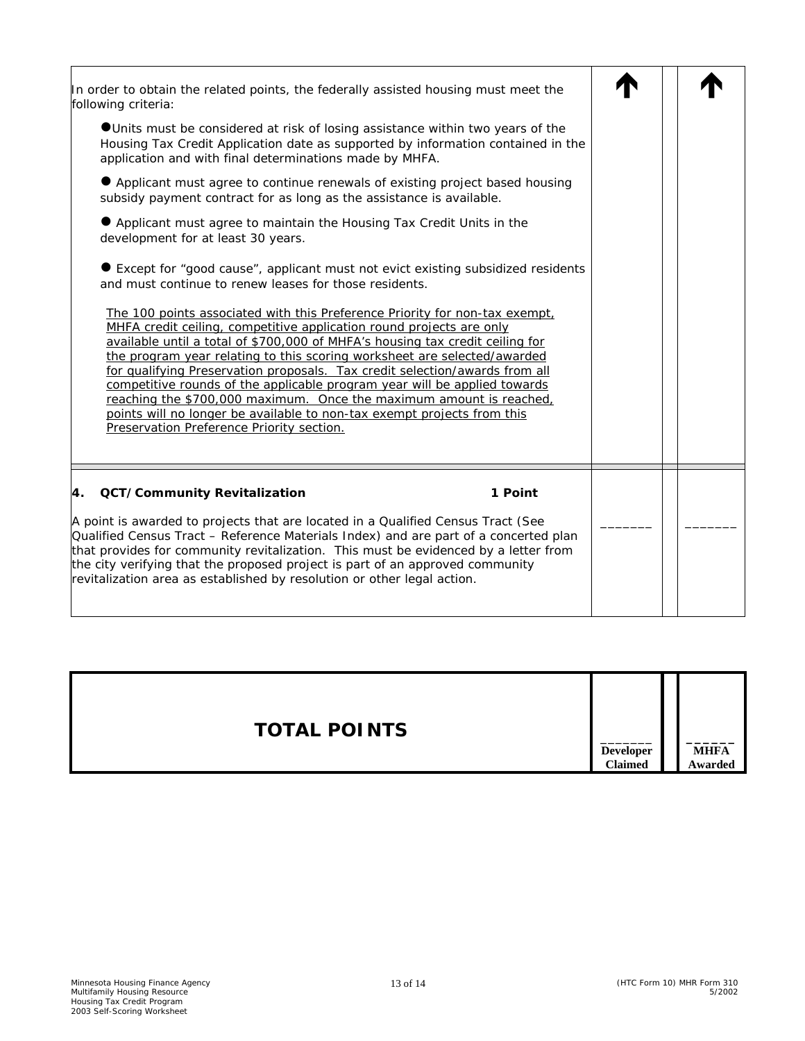| | Developer Claimed | | MHFA Awarded |
|---|---|---|---|
| In order to obtain the related points, the federally assisted housing must meet the following criteria:<br><br>● Units must be considered at risk of losing assistance within two years of the Housing Tax Credit Application date as supported by information contained in the application and with final determinations made by MHFA.<br><br>● Applicant must agree to continue renewals of existing project based housing subsidy payment contract for as long as the assistance is available.<br><br>● Applicant must agree to maintain the Housing Tax Credit Units in the development for at least 30 years.<br><br>● Except for "good cause", applicant must not evict existing subsidized residents and must continue to renew leases for those residents.<br><br><u>The 100 points associated with this Preference Priority for non-tax exempt, MHFA credit ceiling, competitive application round projects are only available until a total of $700,000 of MHFA's housing tax credit ceiling for the program year relating to this scoring worksheet are selected/awarded for qualifying Preservation proposals. Tax credit selection/awards from all competitive rounds of the applicable program year will be applied towards reaching the $700,000 maximum. Once the maximum amount is reached, points will no longer be available to non-tax exempt projects from this Preservation Preference Priority section.</u> | ↑ | | ↑ |
| **4. QCT/Community Revitalization** **1 Point**<br><br>A point is awarded to projects that are located in a Qualified Census Tract (See Qualified Census Tract – Reference Materials Index) and are part of a concerted plan that provides for community revitalization. This must be evidenced by a letter from the city verifying that the proposed project is part of an approved community revitalization area as established by resolution or other legal action. | _______ | | _______ |

| **TOTAL POINTS** | _______<br>**Developer Claimed** | | _______<br>**MHFA Awarded** |
|---|---|---|---|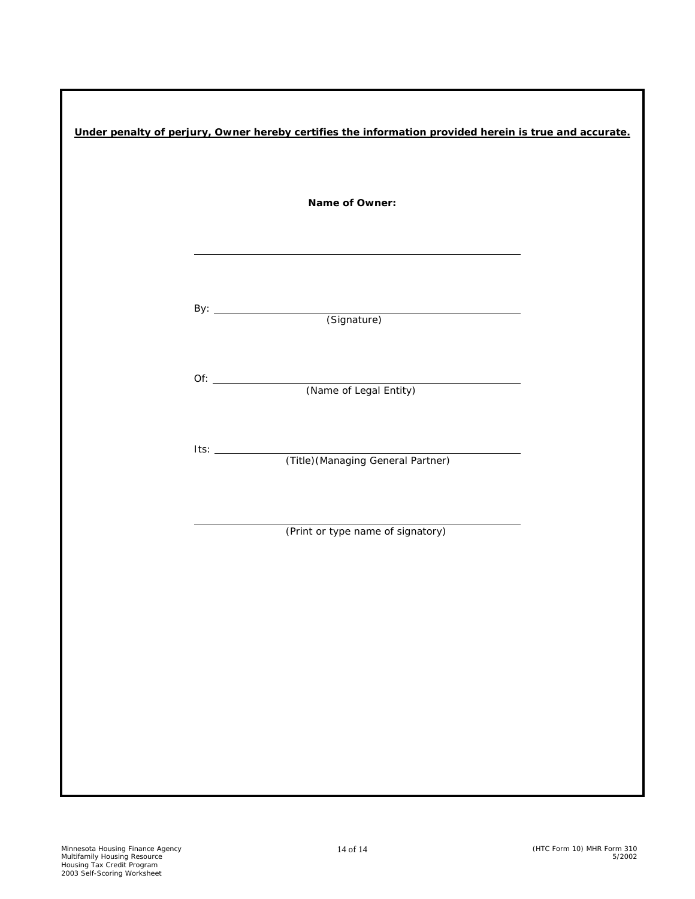**<u>Under penalty of perjury, Owner hereby certifies the information provided herein is true and accurate.</u>**

**Name of Owner:**

\_\_\_\_\_\_\_\_\_\_\_\_\_\_\_\_\_\_\_\_\_\_\_\_\_\_\_\_\_\_\_\_\_\_\_\_\_\_\_\_

By: \_\_\_\_\_\_\_\_\_\_\_\_\_\_\_\_\_\_\_\_\_\_\_\_\_\_\_\_\_\_\_\_\_\_\_\_\_\_\_\_
(Signature)

Of: \_\_\_\_\_\_\_\_\_\_\_\_\_\_\_\_\_\_\_\_\_\_\_\_\_\_\_\_\_\_\_\_\_\_\_\_\_\_\_\_
(Name of Legal Entity)

Its: \_\_\_\_\_\_\_\_\_\_\_\_\_\_\_\_\_\_\_\_\_\_\_\_\_\_\_\_\_\_\_\_\_\_\_\_\_\_\_\_
(Title)(Managing General Partner)

\_\_\_\_\_\_\_\_\_\_\_\_\_\_\_\_\_\_\_\_\_\_\_\_\_\_\_\_\_\_\_\_\_\_\_\_\_\_\_\_
(Print or type name of signatory)